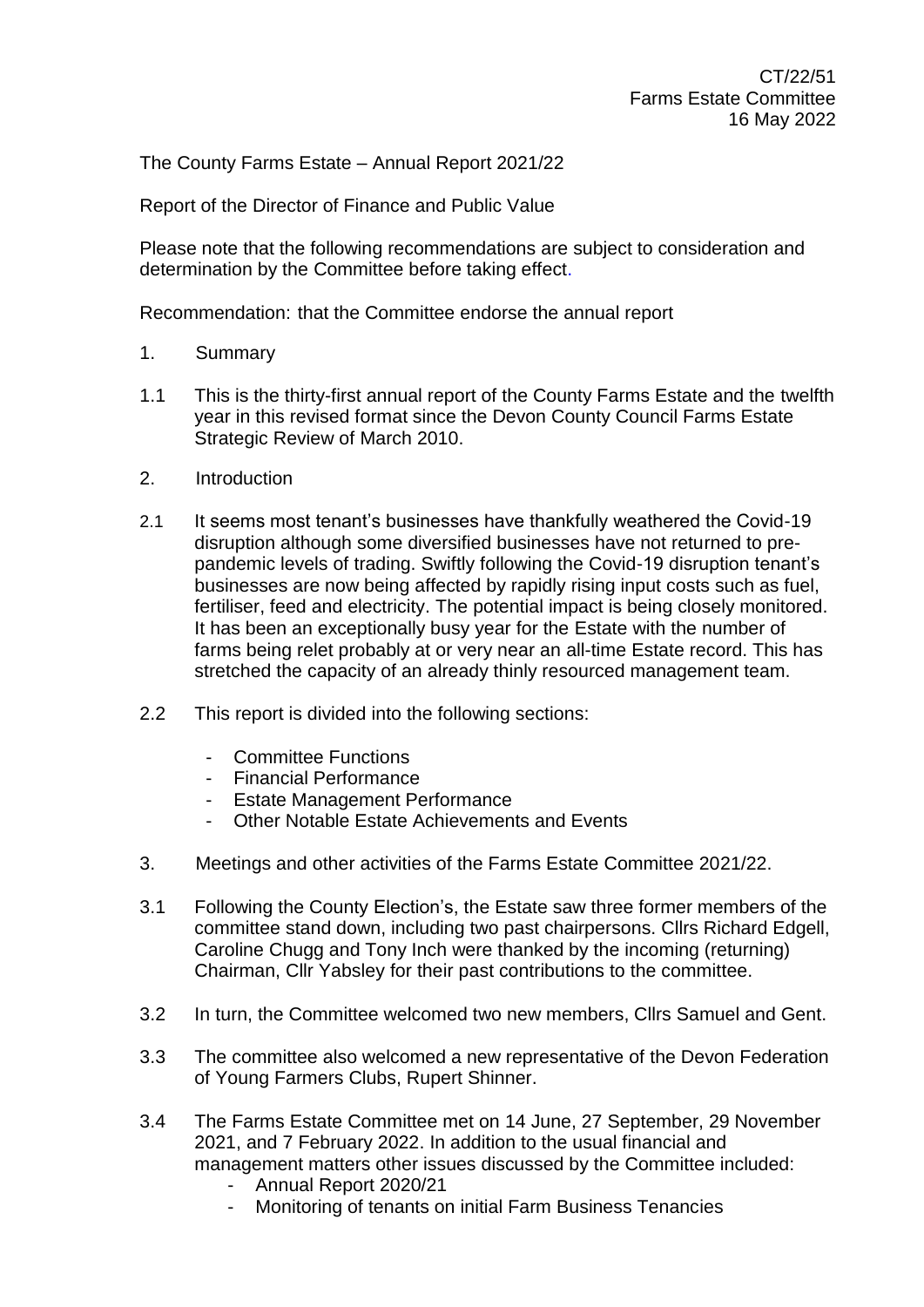CT/22/51
Farms Estate Committee
16 May 2022

The County Farms Estate – Annual Report 2021/22

Report of the Director of Finance and Public Value

Please note that the following recommendations are subject to consideration and determination by the Committee before taking effect.

Recommendation: that the Committee endorse the annual report

1. Summary

1.1 This is the thirty-first annual report of the County Farms Estate and the twelfth year in this revised format since the Devon County Council Farms Estate Strategic Review of March 2010.

2. Introduction

2.1 It seems most tenant's businesses have thankfully weathered the Covid-19 disruption although some diversified businesses have not returned to pre-pandemic levels of trading. Swiftly following the Covid-19 disruption tenant's businesses are now being affected by rapidly rising input costs such as fuel, fertiliser, feed and electricity. The potential impact is being closely monitored. It has been an exceptionally busy year for the Estate with the number of farms being relet probably at or very near an all-time Estate record. This has stretched the capacity of an already thinly resourced management team.

2.2 This report is divided into the following sections:

- Committee Functions
- Financial Performance
- Estate Management Performance
- Other Notable Estate Achievements and Events

3. Meetings and other activities of the Farms Estate Committee 2021/22.

3.1 Following the County Election's, the Estate saw three former members of the committee stand down, including two past chairpersons. Cllrs Richard Edgell, Caroline Chugg and Tony Inch were thanked by the incoming (returning) Chairman, Cllr Yabsley for their past contributions to the committee.

3.2 In turn, the Committee welcomed two new members, Cllrs Samuel and Gent.

3.3 The committee also welcomed a new representative of the Devon Federation of Young Farmers Clubs, Rupert Shinner.

3.4 The Farms Estate Committee met on 14 June, 27 September, 29 November 2021, and 7 February 2022. In addition to the usual financial and management matters other issues discussed by the Committee included:

- Annual Report 2020/21
- Monitoring of tenants on initial Farm Business Tenancies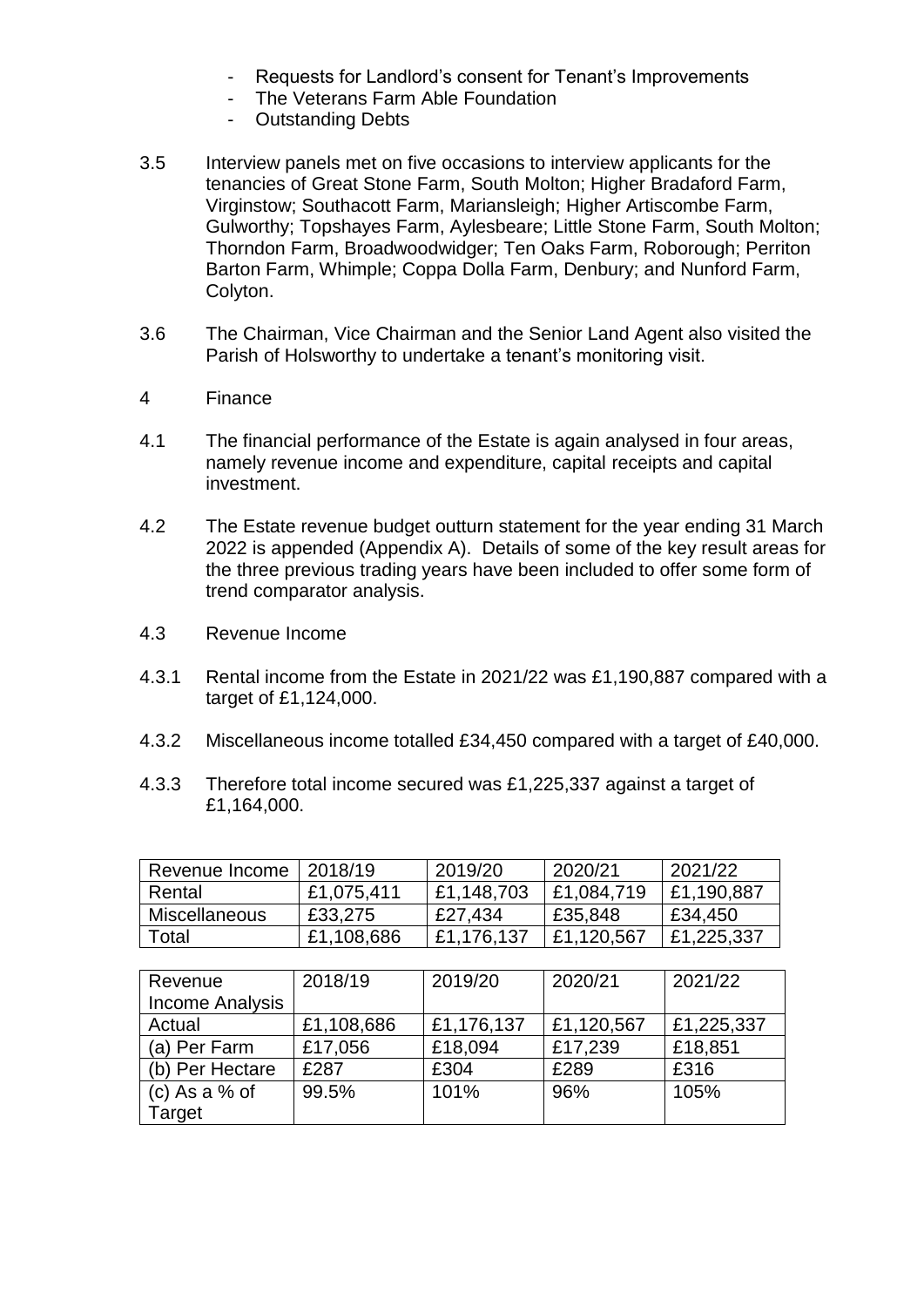- Requests for Landlord's consent for Tenant's Improvements
- The Veterans Farm Able Foundation
- Outstanding Debts

3.5 Interview panels met on five occasions to interview applicants for the tenancies of Great Stone Farm, South Molton; Higher Bradaford Farm, Virginstow; Southacott Farm, Mariansleigh; Higher Artiscombe Farm, Gulworthy; Topshayes Farm, Aylesbeare; Little Stone Farm, South Molton; Thorndon Farm, Broadwoodwidger; Ten Oaks Farm, Roborough; Perriton Barton Farm, Whimple; Coppa Dolla Farm, Denbury; and Nunford Farm, Colyton.

3.6 The Chairman, Vice Chairman and the Senior Land Agent also visited the Parish of Holsworthy to undertake a tenant's monitoring visit.

4 Finance

4.1 The financial performance of the Estate is again analysed in four areas, namely revenue income and expenditure, capital receipts and capital investment.

4.2 The Estate revenue budget outturn statement for the year ending 31 March 2022 is appended (Appendix A). Details of some of the key result areas for the three previous trading years have been included to offer some form of trend comparator analysis.

4.3 Revenue Income

4.3.1 Rental income from the Estate in 2021/22 was £1,190,887 compared with a target of £1,124,000.

4.3.2 Miscellaneous income totalled £34,450 compared with a target of £40,000.

4.3.3 Therefore total income secured was £1,225,337 against a target of £1,164,000.

| Revenue Income | 2018/19 | 2019/20 | 2020/21 | 2021/22 |
|---|---|---|---|---|
| Rental | £1,075,411 | £1,148,703 | £1,084,719 | £1,190,887 |
| Miscellaneous | £33,275 | £27,434 | £35,848 | £34,450 |
| Total | £1,108,686 | £1,176,137 | £1,120,567 | £1,225,337 |

| Revenue Income Analysis | 2018/19 | 2019/20 | 2020/21 | 2021/22 |
|---|---|---|---|---|
| Actual | £1,108,686 | £1,176,137 | £1,120,567 | £1,225,337 |
| (a) Per Farm | £17,056 | £18,094 | £17,239 | £18,851 |
| (b) Per Hectare | £287 | £304 | £289 | £316 |
| (c) As a % of Target | 99.5% | 101% | 96% | 105% |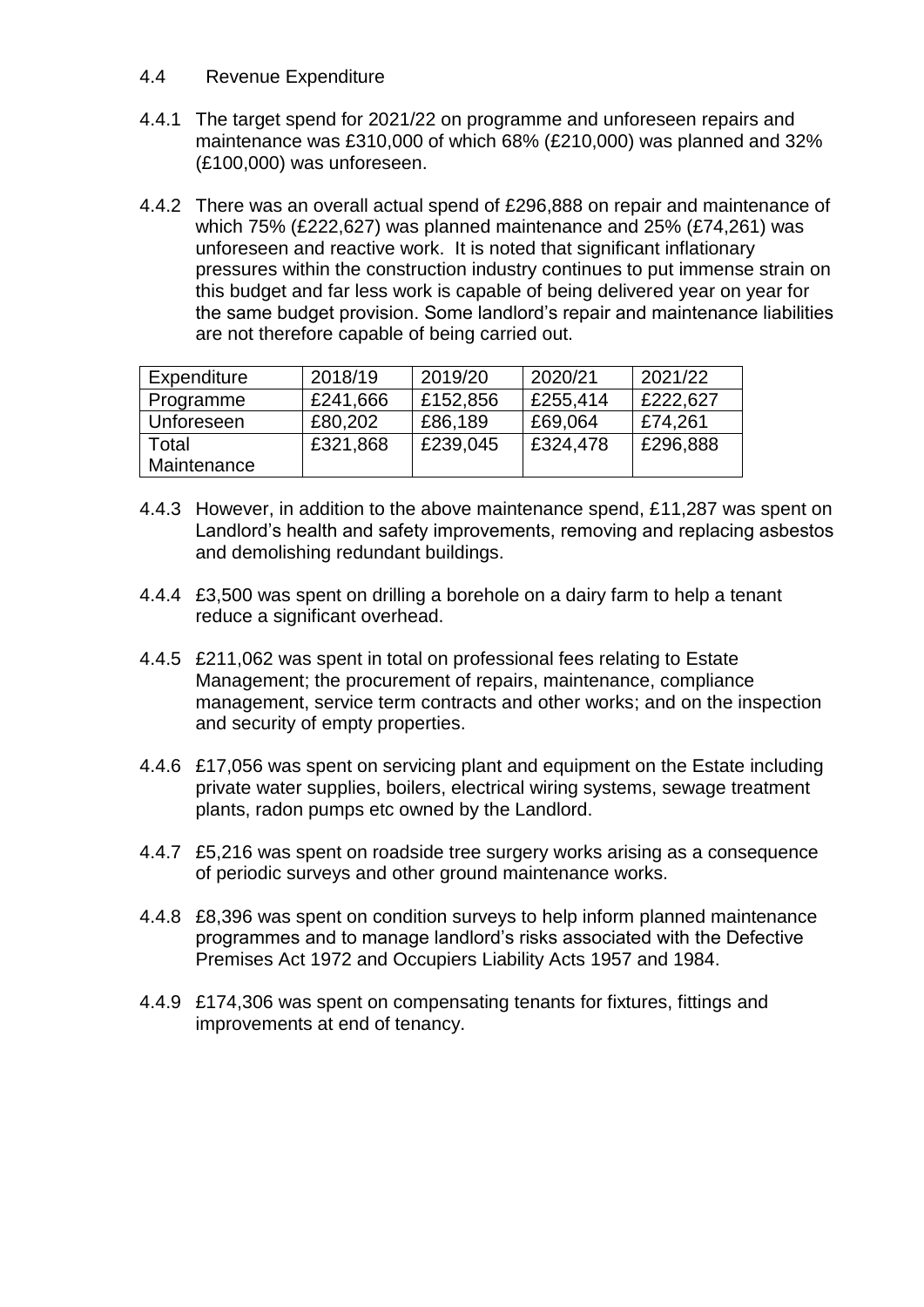## 4.4 Revenue Expenditure

4.4.1 The target spend for 2021/22 on programme and unforeseen repairs and maintenance was £310,000 of which 68% (£210,000) was planned and 32% (£100,000) was unforeseen.

4.4.2 There was an overall actual spend of £296,888 on repair and maintenance of which 75% (£222,627) was planned maintenance and 25% (£74,261) was unforeseen and reactive work. It is noted that significant inflationary pressures within the construction industry continues to put immense strain on this budget and far less work is capable of being delivered year on year for the same budget provision. Some landlord's repair and maintenance liabilities are not therefore capable of being carried out.

| Expenditure | 2018/19 | 2019/20 | 2020/21 | 2021/22 |
|---|---|---|---|---|
| Programme | £241,666 | £152,856 | £255,414 | £222,627 |
| Unforeseen | £80,202 | £86,189 | £69,064 | £74,261 |
| Total Maintenance | £321,868 | £239,045 | £324,478 | £296,888 |

4.4.3 However, in addition to the above maintenance spend, £11,287 was spent on Landlord's health and safety improvements, removing and replacing asbestos and demolishing redundant buildings.

4.4.4 £3,500 was spent on drilling a borehole on a dairy farm to help a tenant reduce a significant overhead.

4.4.5 £211,062 was spent in total on professional fees relating to Estate Management; the procurement of repairs, maintenance, compliance management, service term contracts and other works; and on the inspection and security of empty properties.

4.4.6 £17,056 was spent on servicing plant and equipment on the Estate including private water supplies, boilers, electrical wiring systems, sewage treatment plants, radon pumps etc owned by the Landlord.

4.4.7 £5,216 was spent on roadside tree surgery works arising as a consequence of periodic surveys and other ground maintenance works.

4.4.8 £8,396 was spent on condition surveys to help inform planned maintenance programmes and to manage landlord's risks associated with the Defective Premises Act 1972 and Occupiers Liability Acts 1957 and 1984.

4.4.9 £174,306 was spent on compensating tenants for fixtures, fittings and improvements at end of tenancy.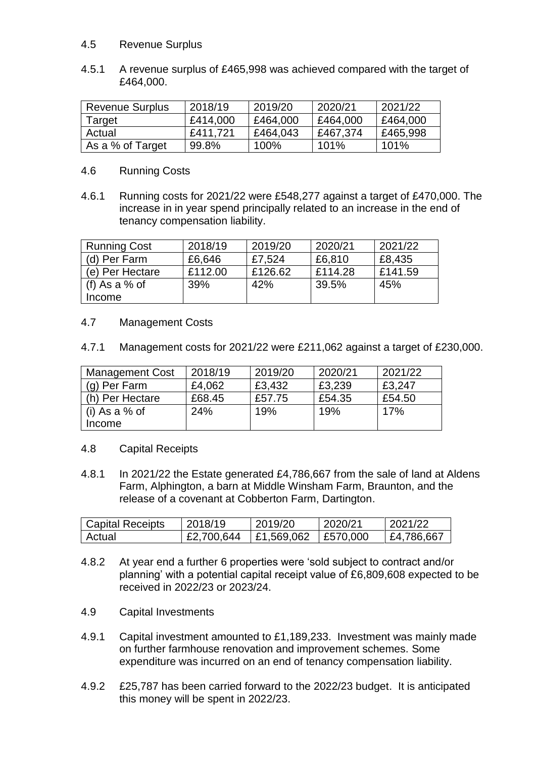## 4.5 Revenue Surplus

4.5.1 A revenue surplus of £465,998 was achieved compared with the target of £464,000.

| Revenue Surplus | 2018/19 | 2019/20 | 2020/21 | 2021/22 |
|---|---|---|---|---|
| Target | £414,000 | £464,000 | £464,000 | £464,000 |
| Actual | £411,721 | £464,043 | £467,374 | £465,998 |
| As a % of Target | 99.8% | 100% | 101% | 101% |

## 4.6 Running Costs

4.6.1 Running costs for 2021/22 were £548,277 against a target of £470,000. The increase in in year spend principally related to an increase in the end of tenancy compensation liability.

| Running Cost | 2018/19 | 2019/20 | 2020/21 | 2021/22 |
|---|---|---|---|---|
| (d) Per Farm | £6,646 | £7,524 | £6,810 | £8,435 |
| (e) Per Hectare | £112.00 | £126.62 | £114.28 | £141.59 |
| (f) As a % of Income | 39% | 42% | 39.5% | 45% |

## 4.7 Management Costs

4.7.1 Management costs for 2021/22 were £211,062 against a target of £230,000.

| Management Cost | 2018/19 | 2019/20 | 2020/21 | 2021/22 |
|---|---|---|---|---|
| (g) Per Farm | £4,062 | £3,432 | £3,239 | £3,247 |
| (h) Per Hectare | £68.45 | £57.75 | £54.35 | £54.50 |
| (i) As a % of Income | 24% | 19% | 19% | 17% |

## 4.8 Capital Receipts

4.8.1 In 2021/22 the Estate generated £4,786,667 from the sale of land at Aldens Farm, Alphington, a barn at Middle Winsham Farm, Braunton, and the release of a covenant at Cobberton Farm, Dartington.

| Capital Receipts | 2018/19 | 2019/20 | 2020/21 | 2021/22 |
|---|---|---|---|---|
| Actual | £2,700,644 | £1,569,062 | £570,000 | £4,786,667 |

4.8.2 At year end a further 6 properties were 'sold subject to contract and/or planning' with a potential capital receipt value of £6,809,608 expected to be received in 2022/23 or 2023/24.

## 4.9 Capital Investments

4.9.1 Capital investment amounted to £1,189,233. Investment was mainly made on further farmhouse renovation and improvement schemes. Some expenditure was incurred on an end of tenancy compensation liability.

4.9.2 £25,787 has been carried forward to the 2022/23 budget. It is anticipated this money will be spent in 2022/23.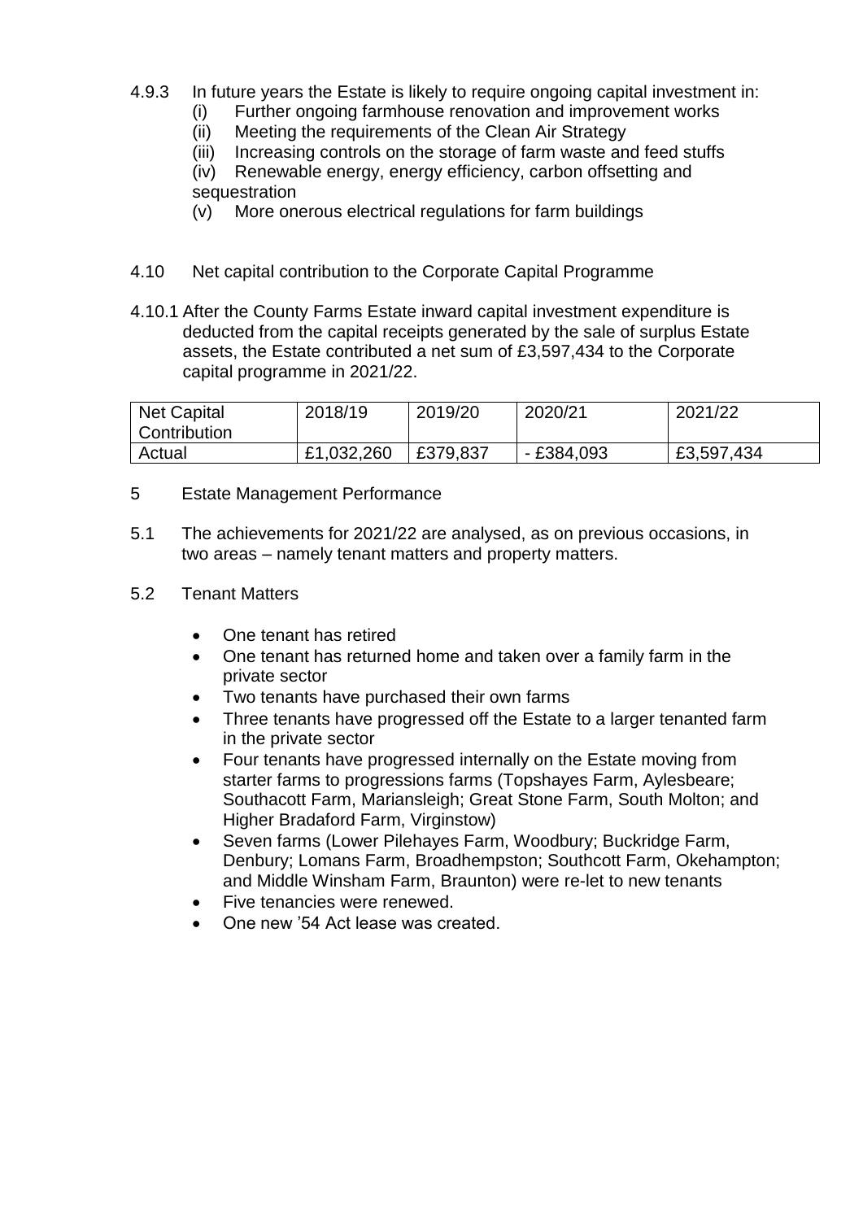4.9.3 In future years the Estate is likely to require ongoing capital investment in:

(i) Further ongoing farmhouse renovation and improvement works
(ii) Meeting the requirements of the Clean Air Strategy
(iii) Increasing controls on the storage of farm waste and feed stuffs
(iv) Renewable energy, energy efficiency, carbon offsetting and sequestration
(v) More onerous electrical regulations for farm buildings

## 4.10 Net capital contribution to the Corporate Capital Programme

4.10.1 After the County Farms Estate inward capital investment expenditure is deducted from the capital receipts generated by the sale of surplus Estate assets, the Estate contributed a net sum of £3,597,434 to the Corporate capital programme in 2021/22.

| Net Capital Contribution | 2018/19 | 2019/20 | 2020/21 | 2021/22 |
|---|---|---|---|---|
| Actual | £1,032,260 | £379,837 | - £384,093 | £3,597,434 |

## 5 Estate Management Performance

5.1 The achievements for 2021/22 are analysed, as on previous occasions, in two areas – namely tenant matters and property matters.

### 5.2 Tenant Matters

- One tenant has retired
- One tenant has returned home and taken over a family farm in the private sector
- Two tenants have purchased their own farms
- Three tenants have progressed off the Estate to a larger tenanted farm in the private sector
- Four tenants have progressed internally on the Estate moving from starter farms to progressions farms (Topshayes Farm, Aylesbeare; Southacott Farm, Mariansleigh; Great Stone Farm, South Molton; and Higher Bradaford Farm, Virginstow)
- Seven farms (Lower Pilehayes Farm, Woodbury; Buckridge Farm, Denbury; Lomans Farm, Broadhempston; Southcott Farm, Okehampton; and Middle Winsham Farm, Braunton) were re-let to new tenants
- Five tenancies were renewed.
- One new '54 Act lease was created.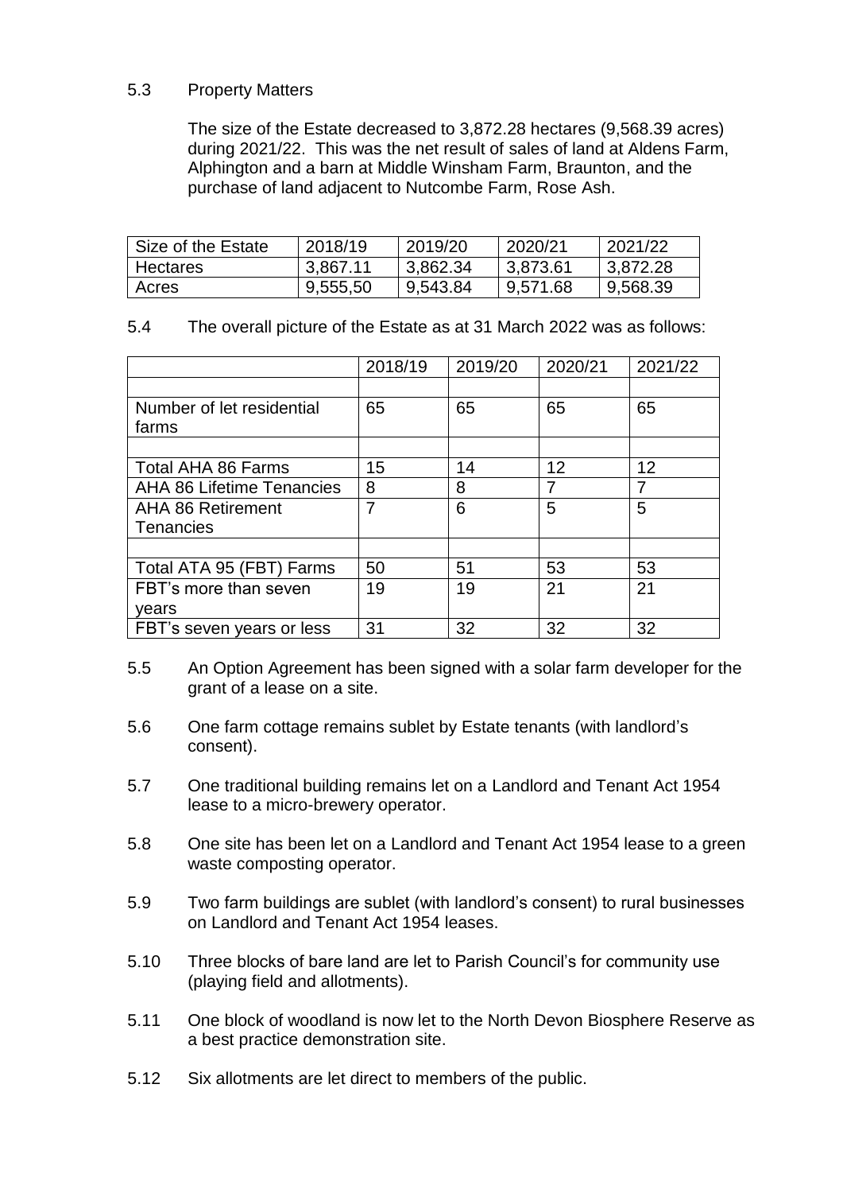5.3 Property Matters

The size of the Estate decreased to 3,872.28 hectares (9,568.39 acres) during 2021/22. This was the net result of sales of land at Aldens Farm, Alphington and a barn at Middle Winsham Farm, Braunton, and the purchase of land adjacent to Nutcombe Farm, Rose Ash.

| Size of the Estate | 2018/19 | 2019/20 | 2020/21 | 2021/22 |
|---|---|---|---|---|
| Hectares | 3,867.11 | 3,862.34 | 3,873.61 | 3,872.28 |
| Acres | 9,555,50 | 9,543.84 | 9,571.68 | 9,568.39 |

5.4 The overall picture of the Estate as at 31 March 2022 was as follows:

| | 2018/19 | 2019/20 | 2020/21 | 2021/22 |
|---|---|---|---|---|
| | | | | |
| Number of let residential farms | 65 | 65 | 65 | 65 |
| | | | | |
| Total AHA 86 Farms | 15 | 14 | 12 | 12 |
| AHA 86 Lifetime Tenancies | 8 | 8 | 7 | 7 |
| AHA 86 Retirement Tenancies | 7 | 6 | 5 | 5 |
| | | | | |
| Total ATA 95 (FBT) Farms | 50 | 51 | 53 | 53 |
| FBT's more than seven years | 19 | 19 | 21 | 21 |
| FBT's seven years or less | 31 | 32 | 32 | 32 |

5.5 An Option Agreement has been signed with a solar farm developer for the grant of a lease on a site.

5.6 One farm cottage remains sublet by Estate tenants (with landlord's consent).

5.7 One traditional building remains let on a Landlord and Tenant Act 1954 lease to a micro-brewery operator.

5.8 One site has been let on a Landlord and Tenant Act 1954 lease to a green waste composting operator.

5.9 Two farm buildings are sublet (with landlord's consent) to rural businesses on Landlord and Tenant Act 1954 leases.

5.10 Three blocks of bare land are let to Parish Council's for community use (playing field and allotments).

5.11 One block of woodland is now let to the North Devon Biosphere Reserve as a best practice demonstration site.

5.12 Six allotments are let direct to members of the public.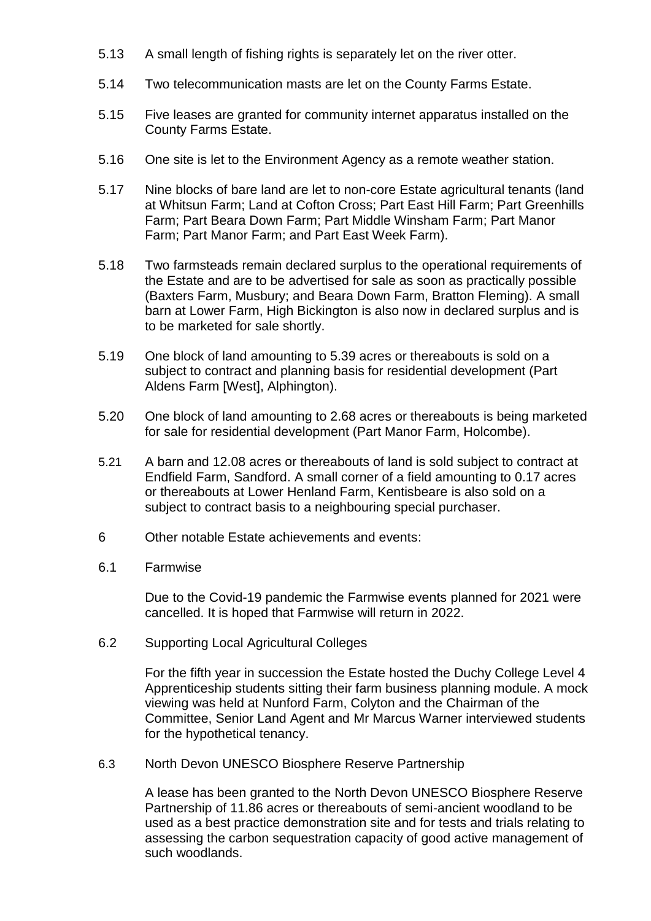5.13 A small length of fishing rights is separately let on the river otter.

5.14 Two telecommunication masts are let on the County Farms Estate.

5.15 Five leases are granted for community internet apparatus installed on the County Farms Estate.

5.16 One site is let to the Environment Agency as a remote weather station.

5.17 Nine blocks of bare land are let to non-core Estate agricultural tenants (land at Whitsun Farm; Land at Cofton Cross; Part East Hill Farm; Part Greenhills Farm; Part Beara Down Farm; Part Middle Winsham Farm; Part Manor Farm; Part Manor Farm; and Part East Week Farm).

5.18 Two farmsteads remain declared surplus to the operational requirements of the Estate and are to be advertised for sale as soon as practically possible (Baxters Farm, Musbury; and Beara Down Farm, Bratton Fleming). A small barn at Lower Farm, High Bickington is also now in declared surplus and is to be marketed for sale shortly.

5.19 One block of land amounting to 5.39 acres or thereabouts is sold on a subject to contract and planning basis for residential development (Part Aldens Farm [West], Alphington).

5.20 One block of land amounting to 2.68 acres or thereabouts is being marketed for sale for residential development (Part Manor Farm, Holcombe).

5.21 A barn and 12.08 acres or thereabouts of land is sold subject to contract at Endfield Farm, Sandford. A small corner of a field amounting to 0.17 acres or thereabouts at Lower Henland Farm, Kentisbeare is also sold on a subject to contract basis to a neighbouring special purchaser.

6 Other notable Estate achievements and events:

6.1 Farmwise

Due to the Covid-19 pandemic the Farmwise events planned for 2021 were cancelled. It is hoped that Farmwise will return in 2022.

6.2 Supporting Local Agricultural Colleges

For the fifth year in succession the Estate hosted the Duchy College Level 4 Apprenticeship students sitting their farm business planning module. A mock viewing was held at Nunford Farm, Colyton and the Chairman of the Committee, Senior Land Agent and Mr Marcus Warner interviewed students for the hypothetical tenancy.

6.3 North Devon UNESCO Biosphere Reserve Partnership

A lease has been granted to the North Devon UNESCO Biosphere Reserve Partnership of 11.86 acres or thereabouts of semi-ancient woodland to be used as a best practice demonstration site and for tests and trials relating to assessing the carbon sequestration capacity of good active management of such woodlands.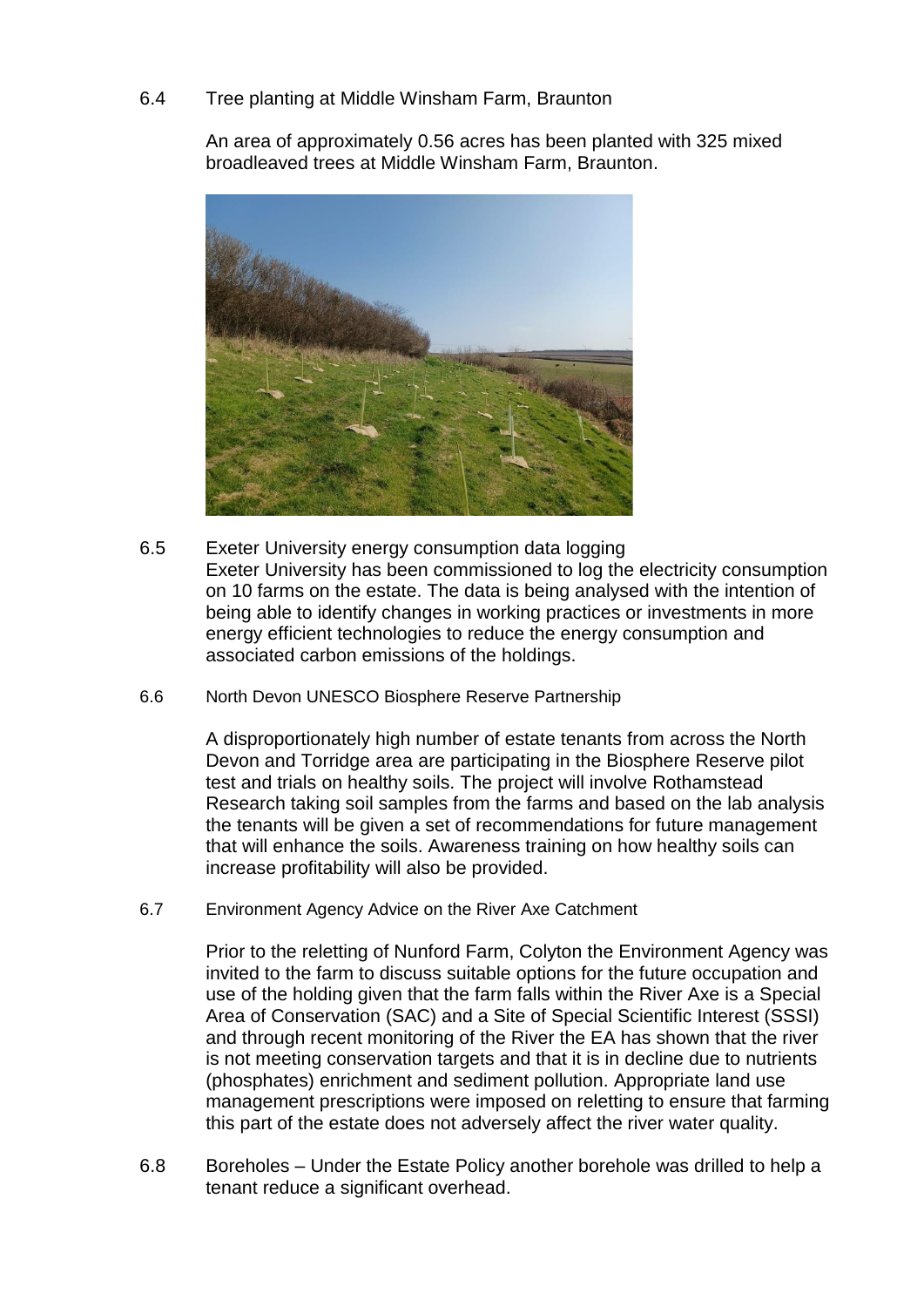6.4 Tree planting at Middle Winsham Farm, Braunton

An area of approximately 0.56 acres has been planted with 325 mixed broadleaved trees at Middle Winsham Farm, Braunton.

6.5 Exeter University energy consumption data logging
Exeter University has been commissioned to log the electricity consumption on 10 farms on the estate. The data is being analysed with the intention of being able to identify changes in working practices or investments in more energy efficient technologies to reduce the energy consumption and associated carbon emissions of the holdings.

6.6 North Devon UNESCO Biosphere Reserve Partnership

A disproportionately high number of estate tenants from across the North Devon and Torridge area are participating in the Biosphere Reserve pilot test and trials on healthy soils. The project will involve Rothamstead Research taking soil samples from the farms and based on the lab analysis the tenants will be given a set of recommendations for future management that will enhance the soils. Awareness training on how healthy soils can increase profitability will also be provided.

6.7 Environment Agency Advice on the River Axe Catchment

Prior to the reletting of Nunford Farm, Colyton the Environment Agency was invited to the farm to discuss suitable options for the future occupation and use of the holding given that the farm falls within the River Axe is a Special Area of Conservation (SAC) and a Site of Special Scientific Interest (SSSI) and through recent monitoring of the River the EA has shown that the river is not meeting conservation targets and that it is in decline due to nutrients (phosphates) enrichment and sediment pollution. Appropriate land use management prescriptions were imposed on reletting to ensure that farming this part of the estate does not adversely affect the river water quality.

6.8 Boreholes – Under the Estate Policy another borehole was drilled to help a tenant reduce a significant overhead.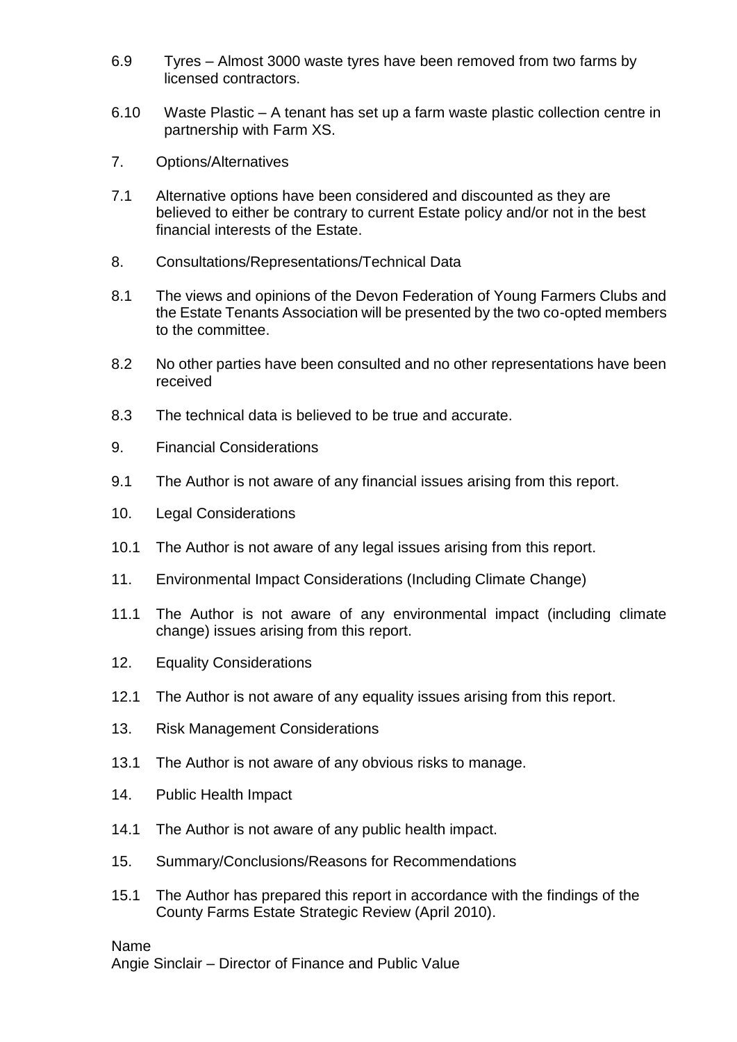6.9 Tyres – Almost 3000 waste tyres have been removed from two farms by licensed contractors.

6.10 Waste Plastic – A tenant has set up a farm waste plastic collection centre in partnership with Farm XS.

7. Options/Alternatives

7.1 Alternative options have been considered and discounted as they are believed to either be contrary to current Estate policy and/or not in the best financial interests of the Estate.

8. Consultations/Representations/Technical Data

8.1 The views and opinions of the Devon Federation of Young Farmers Clubs and the Estate Tenants Association will be presented by the two co-opted members to the committee.

8.2 No other parties have been consulted and no other representations have been received

8.3 The technical data is believed to be true and accurate.

9. Financial Considerations

9.1 The Author is not aware of any financial issues arising from this report.

10. Legal Considerations

10.1 The Author is not aware of any legal issues arising from this report.

11. Environmental Impact Considerations (Including Climate Change)

11.1 The Author is not aware of any environmental impact (including climate change) issues arising from this report.

12. Equality Considerations

12.1 The Author is not aware of any equality issues arising from this report.

13. Risk Management Considerations

13.1 The Author is not aware of any obvious risks to manage.

14. Public Health Impact

14.1 The Author is not aware of any public health impact.

15. Summary/Conclusions/Reasons for Recommendations

15.1 The Author has prepared this report in accordance with the findings of the County Farms Estate Strategic Review (April 2010).

Name
Angie Sinclair – Director of Finance and Public Value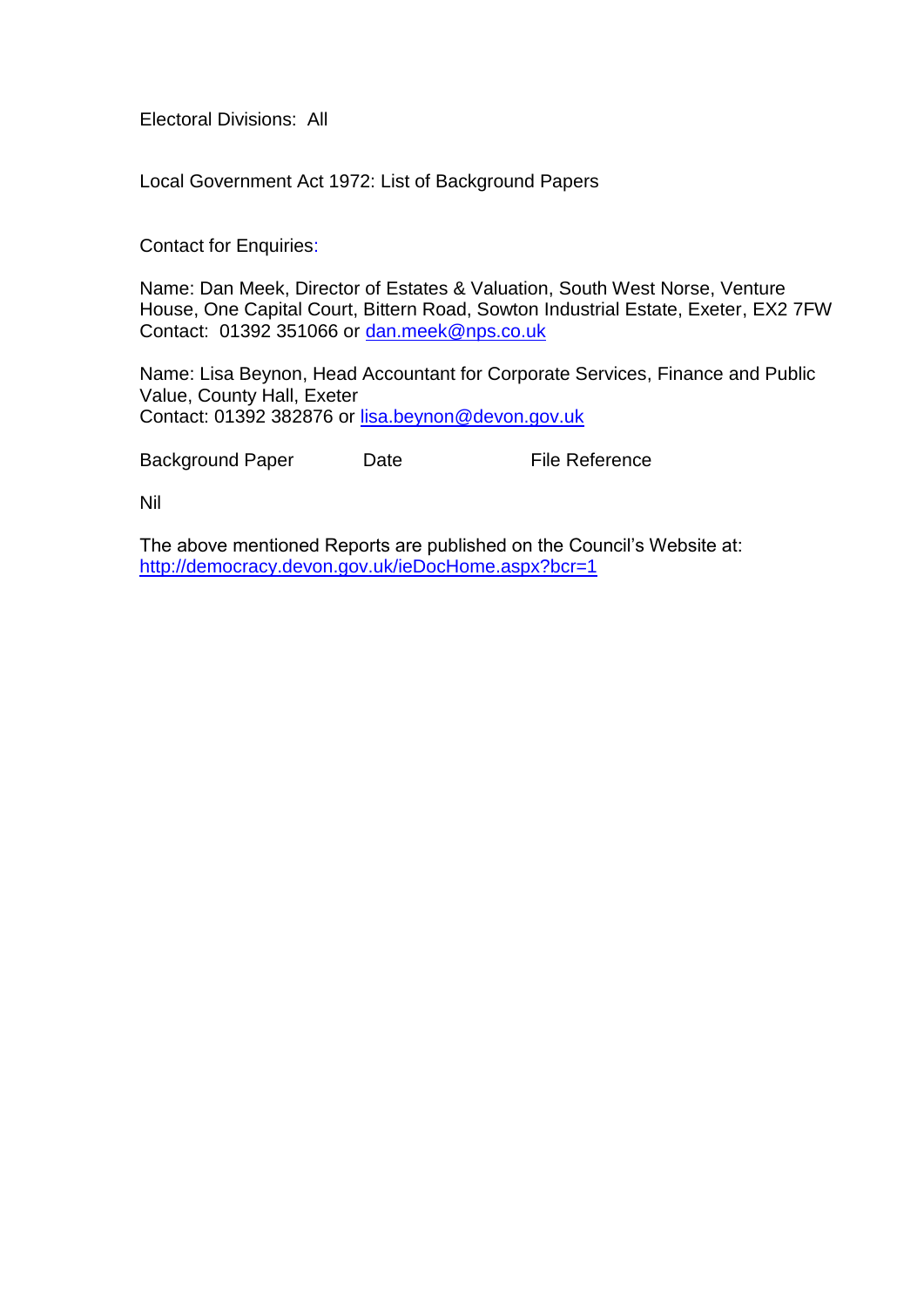Electoral Divisions: All

Local Government Act 1972: List of Background Papers

Contact for Enquiries:

Name: Dan Meek, Director of Estates & Valuation, South West Norse, Venture House, One Capital Court, Bittern Road, Sowton Industrial Estate, Exeter, EX2 7FW
Contact: 01392 351066 or dan.meek@nps.co.uk

Name: Lisa Beynon, Head Accountant for Corporate Services, Finance and Public Value, County Hall, Exeter
Contact: 01392 382876 or lisa.beynon@devon.gov.uk

| Background Paper | Date | File Reference |
| --- | --- | --- |
| Nil | | |

The above mentioned Reports are published on the Council's Website at: http://democracy.devon.gov.uk/ieDocHome.aspx?bcr=1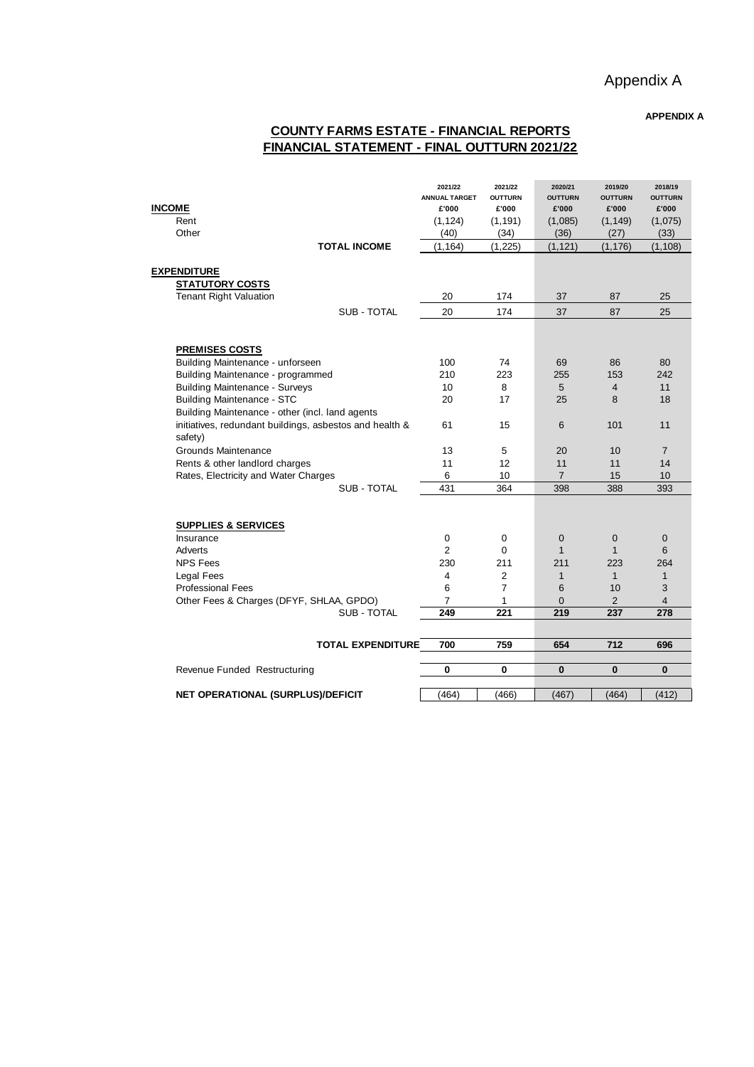Appendix A

**APPENDIX A**

## COUNTY FARMS ESTATE - FINANCIAL REPORTS
## FINANCIAL STATEMENT - FINAL OUTTURN 2021/22

| | 2021/22 ANNUAL TARGET £'000 | 2021/22 OUTTURN £'000 | 2020/21 OUTTURN £'000 | 2019/20 OUTTURN £'000 | 2018/19 OUTTURN £'000 |
|---|---|---|---|---|---|
| **INCOME** | | | | | |
| Rent | (1,124) | (1,191) | (1,085) | (1,149) | (1,075) |
| Other | (40) | (34) | (36) | (27) | (33) |
| **TOTAL INCOME** | (1,164) | (1,225) | (1,121) | (1,176) | (1,108) |
| **EXPENDITURE** | | | | | |
| **STATUTORY COSTS** | | | | | |
| Tenant Right Valuation | 20 | 174 | 37 | 87 | 25 |
| SUB - TOTAL | 20 | 174 | 37 | 87 | 25 |
| **PREMISES COSTS** | | | | | |
| Building Maintenance - unforseen | 100 | 74 | 69 | 86 | 80 |
| Building Maintenance - programmed | 210 | 223 | 255 | 153 | 242 |
| Building Maintenance - Surveys | 10 | 8 | 5 | 4 | 11 |
| Building Maintenance - STC | 20 | 17 | 25 | 8 | 18 |
| Building Maintenance - other (incl. land agents initiatives, redundant buildings, asbestos and health & safety) | 61 | 15 | 6 | 101 | 11 |
| Grounds Maintenance | 13 | 5 | 20 | 10 | 7 |
| Rents & other landlord charges | 11 | 12 | 11 | 11 | 14 |
| Rates, Electricity and Water Charges | 6 | 10 | 7 | 15 | 10 |
| SUB - TOTAL | 431 | 364 | 398 | 388 | 393 |
| **SUPPLIES & SERVICES** | | | | | |
| Insurance | 0 | 0 | 0 | 0 | 0 |
| Adverts | 2 | 0 | 1 | 1 | 6 |
| NPS Fees | 230 | 211 | 211 | 223 | 264 |
| Legal Fees | 4 | 2 | 1 | 1 | 1 |
| Professional Fees | 6 | 7 | 6 | 10 | 3 |
| Other Fees & Charges (DFYF, SHLAA, GPDO) | 7 | 1 | 0 | 2 | 4 |
| SUB - TOTAL | **249** | **221** | **219** | **237** | **278** |
| **TOTAL EXPENDITURE** | **700** | **759** | **654** | **712** | **696** |
| Revenue Funded Restructuring | **0** | **0** | **0** | **0** | **0** |
| **NET OPERATIONAL (SURPLUS)/DEFICIT** | (464) | (466) | (467) | (464) | (412) |